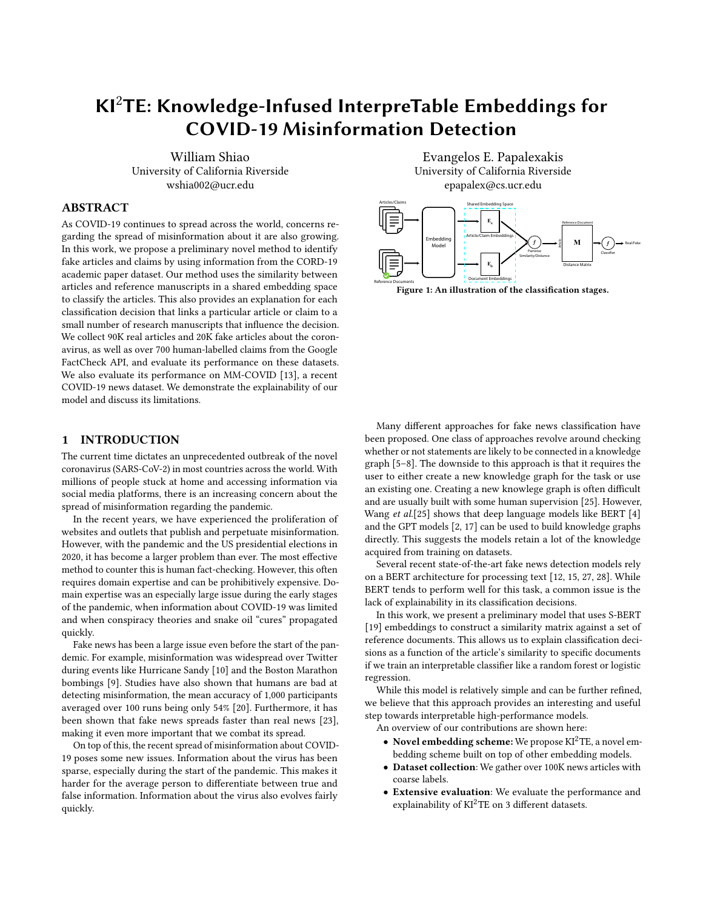# KI$^2$TE: Knowledge-Infused InterpreTable Embeddings for COVID-19 Misinformation Detection

William Shiao
University of California Riverside
wshia002@ucr.edu

Evangelos E. Papalexakis
University of California Riverside
epapalex@cs.ucr.edu

## ABSTRACT

As COVID-19 continues to spread across the world, concerns regarding the spread of misinformation about it are also growing. In this work, we propose a preliminary novel method to identify fake articles and claims by using information from the CORD-19 academic paper dataset. Our method uses the similarity between articles and reference manuscripts in a shared embedding space to classify the articles. This also provides an explanation for each classification decision that links a particular article or claim to a small number of research manuscripts that influence the decision. We collect 90K real articles and 20K fake articles about the coronavirus, as well as over 700 human-labelled claims from the Google FactCheck API, and evaluate its performance on these datasets. We also evaluate its performance on MM-COVID [13], a recent COVID-19 news dataset. We demonstrate the explainability of our model and discuss its limitations.

Figure 1: An illustration of the classification stages.

## 1 INTRODUCTION

The current time dictates an unprecedented outbreak of the novel coronavirus (SARS-CoV-2) in most countries across the world. With millions of people stuck at home and accessing information via social media platforms, there is an increasing concern about the spread of misinformation regarding the pandemic.

In the recent years, we have experienced the proliferation of websites and outlets that publish and perpetuate misinformation. However, with the pandemic and the US presidential elections in 2020, it has become a larger problem than ever. The most effective method to counter this is human fact-checking. However, this often requires domain expertise and can be prohibitively expensive. Domain expertise was an especially large issue during the early stages of the pandemic, when information about COVID-19 was limited and when conspiracy theories and snake oil "cures" propagated quickly.

Fake news has been a large issue even before the start of the pandemic. For example, misinformation was widespread over Twitter during events like Hurricane Sandy [10] and the Boston Marathon bombings [9]. Studies have also shown that humans are bad at detecting misinformation, the mean accuracy of 1,000 participants averaged over 100 runs being only 54% [20]. Furthermore, it has been shown that fake news spreads faster than real news [23], making it even more important that we combat its spread.

On top of this, the recent spread of misinformation about COVID-19 poses some new issues. Information about the virus has been sparse, especially during the start of the pandemic. This makes it harder for the average person to differentiate between true and false information. Information about the virus also evolves fairly quickly.

Many different approaches for fake news classification have been proposed. One class of approaches revolve around checking whether or not statements are likely to be connected in a knowledge graph [5–8]. The downside to this approach is that it requires the user to either create a new knowledge graph for the task or use an existing one. Creating a new knowlege graph is often difficult and are usually built with some human supervision [25]. However, Wang *et al.*[25] shows that deep language models like BERT [4] and the GPT models [2, 17] can be used to build knowledge graphs directly. This suggests the models retain a lot of the knowledge acquired from training on datasets.

Several recent state-of-the-art fake news detection models rely on a BERT architecture for processing text [12, 15, 27, 28]. While BERT tends to perform well for this task, a common issue is the lack of explainability in its classification decisions.

In this work, we present a preliminary model that uses S-BERT [19] embeddings to construct a similarity matrix against a set of reference documents. This allows us to explain classification decisions as a function of the article's similarity to specific documents if we train an interpretable classifier like a random forest or logistic regression.

While this model is relatively simple and can be further refined, we believe that this approach provides an interesting and useful step towards interpretable high-performance models.

An overview of our contributions are shown here:

- **Novel embedding scheme:** We propose KI$^2$TE, a novel embedding scheme built on top of other embedding models.
- **Dataset collection**: We gather over 100K news articles with coarse labels.
- **Extensive evaluation**: We evaluate the performance and explainability of KI$^2$TE on 3 different datasets.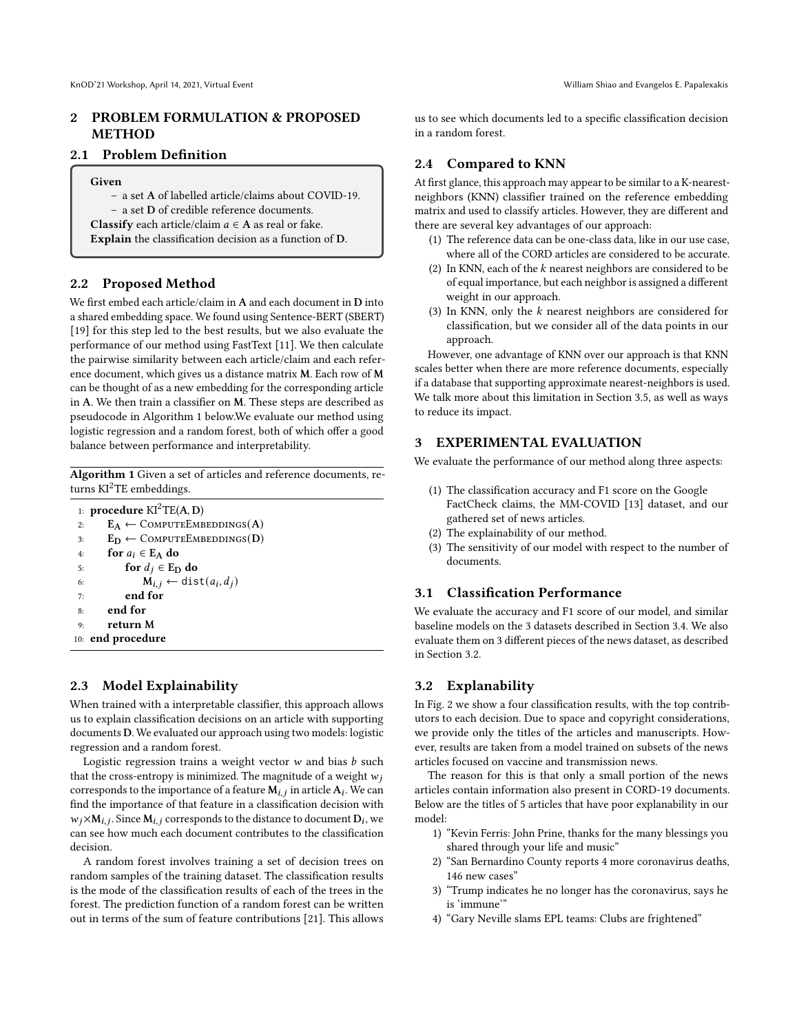## 2 PROBLEM FORMULATION & PROPOSED METHOD

### 2.1 Problem Definition

**Given**

- a set **A** of labelled article/claims about COVID-19.
- a set **D** of credible reference documents.

**Classify** each article/claim $a \in \mathbf{A}$ as real or fake.
**Explain** the classification decision as a function of **D**.

### 2.2 Proposed Method

We first embed each article/claim in **A** and each document in **D** into a shared embedding space. We found using Sentence-BERT (SBERT) [19] for this step led to the best results, but we also evaluate the performance of our method using FastText [11]. We then calculate the pairwise similarity between each article/claim and each reference document, which gives us a distance matrix **M**. Each row of **M** can be thought of as a new embedding for the corresponding article in **A**. We then train a classifier on **M**. These steps are described as pseudocode in Algorithm 1 below.We evaluate our method using logistic regression and a random forest, both of which offer a good balance between performance and interpretability.

**Algorithm 1** Given a set of articles and reference documents, returns KI$^2$TE embeddings.

```
1:  procedure KI²TE(A, D)
2:      E_A ← ComputeEmbeddings(A)
3:      E_D ← ComputeEmbeddings(D)
4:      for a_i ∈ E_A do
5:          for d_j ∈ E_D do
6:              M_{i,j} ← dist(a_i, d_j)
7:          end for
8:      end for
9:      return M
10: end procedure
```

### 2.3 Model Explainability

When trained with a interpretable classifier, this approach allows us to explain classification decisions on an article with supporting documents **D**. We evaluated our approach using two models: logistic regression and a random forest.

Logistic regression trains a weight vector $w$ and bias $b$ such that the cross-entropy is minimized. The magnitude of a weight $w_j$ corresponds to the importance of a feature $\mathbf{M}_{i,j}$ in article $\mathbf{A}_i$. We can find the importance of that feature in a classification decision with $w_j \times \mathbf{M}_{i,j}$. Since $\mathbf{M}_{i,j}$ corresponds to the distance to document $\mathbf{D}_i$, we can see how much each document contributes to the classification decision.

A random forest involves training a set of decision trees on random samples of the training dataset. The classification results is the mode of the classification results of each of the trees in the forest. The prediction function of a random forest can be written out in terms of the sum of feature contributions [21]. This allows us to see which documents led to a specific classification decision in a random forest.

### 2.4 Compared to KNN

At first glance, this approach may appear to be similar to a K-nearest-neighbors (KNN) classifier trained on the reference embedding matrix and used to classify articles. However, they are different and there are several key advantages of our approach:

1. The reference data can be one-class data, like in our use case, where all of the CORD articles are considered to be accurate.
2. In KNN, each of the $k$ nearest neighbors are considered to be of equal importance, but each neighbor is assigned a different weight in our approach.
3. In KNN, only the $k$ nearest neighbors are considered for classification, but we consider all of the data points in our approach.

However, one advantage of KNN over our approach is that KNN scales better when there are more reference documents, especially if a database that supporting approximate nearest-neighbors is used. We talk more about this limitation in Section 3.5, as well as ways to reduce its impact.

## 3 EXPERIMENTAL EVALUATION

We evaluate the performance of our method along three aspects:

1. The classification accuracy and F1 score on the Google FactCheck claims, the MM-COVID [13] dataset, and our gathered set of news articles.
2. The explainability of our method.
3. The sensitivity of our model with respect to the number of documents.

### 3.1 Classification Performance

We evaluate the accuracy and F1 score of our model, and similar baseline models on the 3 datasets described in Section 3.4. We also evaluate them on 3 different pieces of the news dataset, as described in Section 3.2.

### 3.2 Explanability

In Fig. 2 we show a four classification results, with the top contributors to each decision. Due to space and copyright considerations, we provide only the titles of the articles and manuscripts. However, results are taken from a model trained on subsets of the news articles focused on vaccine and transmission news.

The reason for this is that only a small portion of the news articles contain information also present in CORD-19 documents. Below are the titles of 5 articles that have poor explanability in our model:

1) "Kevin Ferris: John Prine, thanks for the many blessings you shared through your life and music"
2) "San Bernardino County reports 4 more coronavirus deaths, 146 new cases"
3) "Trump indicates he no longer has the coronavirus, says he is 'immune'"
4) "Gary Neville slams EPL teams: Clubs are frightened"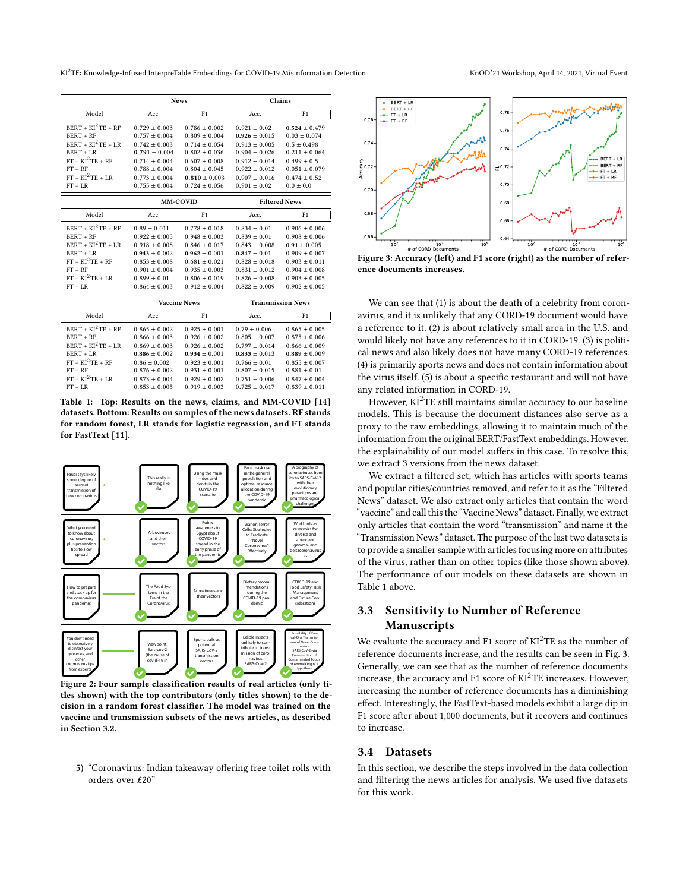| Model | News | | Claims | |
|---|---|---|---|---|
| | Acc. | F1 | Acc. | F1 |
| BERT + KI$^2$TE + RF | 0.729 ± 0.003 | 0.786 ± 0.002 | 0.921 ± 0.02 | **0.524** ± 0.479 |
| BERT + RF | 0.757 ± 0.004 | 0.809 ± 0.004 | **0.926** ± 0.015 | 0.03 ± 0.074 |
| BERT + KI$^2$TE + LR | 0.742 ± 0.003 | 0.714 ± 0.054 | 0.913 ± 0.005 | 0.5 ± 0.498 |
| BERT + LR | **0.791** ± 0.004 | 0.802 ± 0.036 | 0.904 ± 0.026 | 0.211 ± 0.064 |
| FT + KI$^2$TE + RF | 0.714 ± 0.004 | 0.607 ± 0.008 | 0.912 ± 0.014 | 0.499 ± 0.5 |
| FT + RF | 0.788 ± 0.004 | 0.804 ± 0.045 | 0.922 ± 0.012 | 0.051 ± 0.079 |
| FT + KI$^2$TE + LR | 0.773 ± 0.004 | **0.810** ± 0.003 | 0.907 ± 0.016 | 0.474 ± 0.52 |
| FT + LR | 0.755 ± 0.004 | 0.724 ± 0.056 | 0.901 ± 0.02 | 0.0 ± 0.0 |

| Model | MM-COVID | | Filtered News | |
|---|---|---|---|---|
| | Acc. | F1 | Acc. | F1 |
| BERT + KI$^2$TE + RF | 0.89 ± 0.011 | 0.778 ± 0.018 | 0.834 ± 0.01 | 0.906 ± 0.006 |
| BERT + RF | 0.922 ± 0.005 | 0.948 ± 0.003 | 0.839 ± 0.01 | 0.908 ± 0.006 |
| BERT + KI$^2$TE + LR | 0.918 ± 0.008 | 0.846 ± 0.017 | 0.843 ± 0.008 | **0.91** ± 0.005 |
| BERT + LR | **0.943** ± 0.002 | **0.962** ± 0.001 | **0.847** ± 0.01 | 0.909 ± 0.007 |
| FT + KI$^2$TE + RF | 0.853 ± 0.008 | 0.681 ± 0.021 | 0.828 ± 0.018 | 0.903 ± 0.011 |
| FT + RF | 0.901 ± 0.004 | 0.935 ± 0.003 | 0.831 ± 0.012 | 0.904 ± 0.008 |
| FT + KI$^2$TE + LR | 0.899 ± 0.01 | 0.806 ± 0.019 | 0.826 ± 0.008 | 0.903 ± 0.005 |
| FT + LR | 0.864 ± 0.003 | 0.912 ± 0.004 | 0.822 ± 0.009 | 0.902 ± 0.005 |

| Model | Vaccine News | | Transmission News | |
|---|---|---|---|---|
| | Acc. | F1 | Acc. | F1 |
| BERT + KI$^2$TE + RF | 0.865 ± 0.002 | 0.925 ± 0.001 | 0.79 ± 0.006 | 0.865 ± 0.005 |
| BERT + RF | 0.866 ± 0.003 | 0.926 ± 0.002 | 0.805 ± 0.007 | 0.875 ± 0.006 |
| BERT + KI$^2$TE + LR | 0.869 ± 0.003 | 0.926 ± 0.002 | 0.797 ± 0.014 | 0.866 ± 0.009 |
| BERT + LR | **0.886** ± 0.002 | **0.934** ± 0.001 | **0.833** ± 0.013 | **0.889** ± 0.009 |
| FT + KI$^2$TE + RF | 0.86 ± 0.002 | 0.923 ± 0.001 | 0.766 ± 0.01 | 0.855 ± 0.007 |
| FT + RF | 0.876 ± 0.002 | 0.931 ± 0.001 | 0.807 ± 0.015 | 0.881 ± 0.01 |
| FT + KI$^2$TE + LR | 0.873 ± 0.004 | 0.929 ± 0.002 | 0.751 ± 0.006 | 0.847 ± 0.004 |
| FT + LR | 0.853 ± 0.005 | 0.919 ± 0.003 | 0.725 ± 0.017 | 0.839 ± 0.011 |

**Table 1: Top: Results on the news, claims, and MM-COVID [14] datasets. Bottom: Results on samples of the news datasets. RF stands for random forest, LR stands for logistic regression, and FT stands for FastText [11].**

**Figure 2: Four sample classification results of real articles (only titles shown) with the top contributors (only titles shown) to the decision in a random forest classifier. The model was trained on the vaccine and transmission subsets of the news articles, as described in Section 3.2.**

5) "Coronavirus: Indian takeaway offering free toilet rolls with orders over £20"

**Figure 3: Accuracy (left) and F1 score (right) as the number of reference documents increases.**

We can see that (1) is about the death of a celebrity from coronavirus, and it is unlikely that any CORD-19 document would have a reference to it. (2) is about relatively small area in the U.S. and would likely not have any references to it in CORD-19. (3) is political news and also likely does not have many CORD-19 references. (4) is primarily sports news and does not contain information about the virus itself. (5) is about a specific restaurant and will not have any related information in CORD-19.

However, KI$^2$TE still maintains similar accuracy to our baseline models. This is because the document distances also serve as a proxy to the raw embeddings, allowing it to maintain much of the information from the original BERT/FastText embeddings. However, the explainability of our model suffers in this case. To resolve this, we extract 3 versions from the news dataset.

We extract a filtered set, which has articles with sports teams and popular cities/countries removed, and refer to it as the "Filtered News" dataset. We also extract only articles that contain the word "vaccine" and call this the "Vaccine News" dataset. Finally, we extract only articles that contain the word "transmission" and name it the "Transmission News" dataset. The purpose of the last two datasets is to provide a smaller sample with articles focusing more on attributes of the virus, rather than on other topics (like those shown above). The performance of our models on these datasets are shown in Table 1 above.

## 3.3 Sensitivity to Number of Reference Manuscripts

We evaluate the accuracy and F1 score of KI$^2$TE as the number of reference documents increase, and the results can be seen in Fig. 3. Generally, we can see that as the number of reference documents increase, the accuracy and F1 score of KI$^2$TE increases. However, increasing the number of reference documents has a diminishing effect. Interestingly, the FastText-based models exhibit a large dip in F1 score after about 1,000 documents, but it recovers and continues to increase.

## 3.4 Datasets

In this section, we describe the steps involved in the data collection and filtering the news articles for analysis. We used five datasets for this work.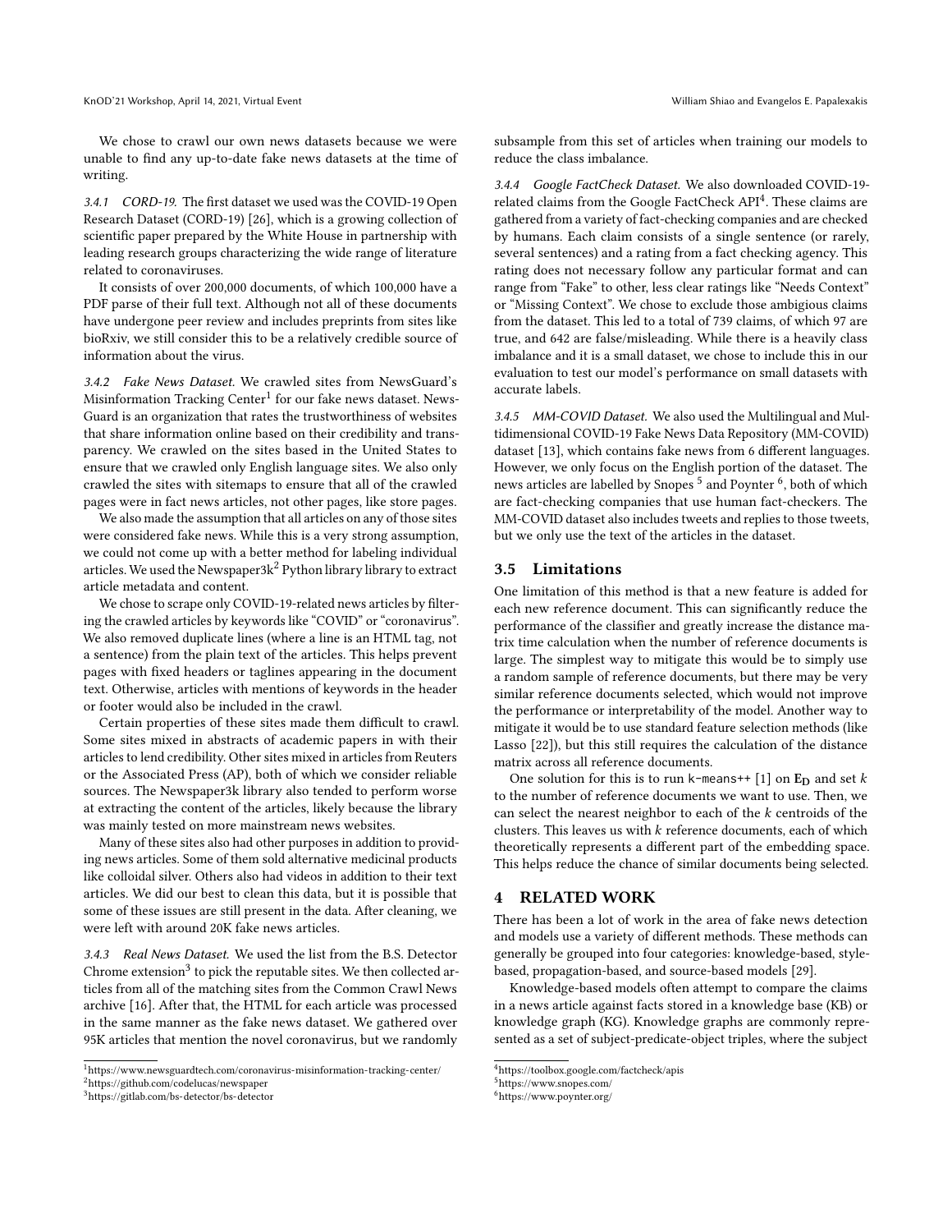We chose to crawl our own news datasets because we were unable to find any up-to-date fake news datasets at the time of writing.

#### 3.4.1 CORD-19.

The first dataset we used was the COVID-19 Open Research Dataset (CORD-19) [26], which is a growing collection of scientific paper prepared by the White House in partnership with leading research groups characterizing the wide range of literature related to coronaviruses.

It consists of over 200,000 documents, of which 100,000 have a PDF parse of their full text. Although not all of these documents have undergone peer review and includes preprints from sites like bioRxiv, we still consider this to be a relatively credible source of information about the virus.

#### 3.4.2 Fake News Dataset.

We crawled sites from NewsGuard's Misinformation Tracking Center[1] for our fake news dataset. NewsGuard is an organization that rates the trustworthiness of websites that share information online based on their credibility and transparency. We crawled on the sites based in the United States to ensure that we crawled only English language sites. We also only crawled the sites with sitemaps to ensure that all of the crawled pages were in fact news articles, not other pages, like store pages.

We also made the assumption that all articles on any of those sites were considered fake news. While this is a very strong assumption, we could not come up with a better method for labeling individual articles. We used the Newspaper3k[2] Python library library to extract article metadata and content.

We chose to scrape only COVID-19-related news articles by filtering the crawled articles by keywords like "COVID" or "coronavirus". We also removed duplicate lines (where a line is an HTML tag, not a sentence) from the plain text of the articles. This helps prevent pages with fixed headers or taglines appearing in the document text. Otherwise, articles with mentions of keywords in the header or footer would also be included in the crawl.

Certain properties of these sites made them difficult to crawl. Some sites mixed in abstracts of academic papers in with their articles to lend credibility. Other sites mixed in articles from Reuters or the Associated Press (AP), both of which we consider reliable sources. The Newspaper3k library also tended to perform worse at extracting the content of the articles, likely because the library was mainly tested on more mainstream news websites.

Many of these sites also had other purposes in addition to providing news articles. Some of them sold alternative medicinal products like colloidal silver. Others also had videos in addition to their text articles. We did our best to clean this data, but it is possible that some of these issues are still present in the data. After cleaning, we were left with around 20K fake news articles.

#### 3.4.3 Real News Dataset.

We used the list from the B.S. Detector Chrome extension[3] to pick the reputable sites. We then collected articles from all of the matching sites from the Common Crawl News archive [16]. After that, the HTML for each article was processed in the same manner as the fake news dataset. We gathered over 95K articles that mention the novel coronavirus, but we randomly subsample from this set of articles when training our models to reduce the class imbalance.

#### 3.4.4 Google FactCheck Dataset.

We also downloaded COVID-19-related claims from the Google FactCheck API[4]. These claims are gathered from a variety of fact-checking companies and are checked by humans. Each claim consists of a single sentence (or rarely, several sentences) and a rating from a fact checking agency. This rating does not necessary follow any particular format and can range from "Fake" to other, less clear ratings like "Needs Context" or "Missing Context". We chose to exclude those ambiguous claims from the dataset. This led to a total of 739 claims, of which 97 are true, and 642 are false/misleading. While there is a heavily class imbalance and it is a small dataset, we chose to include this in our evaluation to test our model's performance on small datasets with accurate labels.

#### 3.4.5 MM-COVID Dataset.

We also used the Multilingual and Multidimensional COVID-19 Fake News Data Repository (MM-COVID) dataset [13], which contains fake news from 6 different languages. However, we only focus on the English portion of the dataset. The news articles are labelled by Snopes [5] and Poynter [6], both of which are fact-checking companies that use human fact-checkers. The MM-COVID dataset also includes tweets and replies to those tweets, but we only use the text of the articles in the dataset.

### 3.5 Limitations

One limitation of this method is that a new feature is added for each new reference document. This can significantly reduce the performance of the classifier and greatly increase the distance matrix time calculation when the number of reference documents is large. The simplest way to mitigate this would be to simply use a random sample of reference documents, but there may be very similar reference documents selected, which would not improve the performance or interpretability of the model. Another way to mitigate it would be to use standard feature selection methods (like Lasso [22]), but this still requires the calculation of the distance matrix across all reference documents.

One solution for this is to run `k-means++` [1] on $\mathbf{E_D}$ and set $k$ to the number of reference documents we want to use. Then, we can select the nearest neighbor to each of the $k$ centroids of the clusters. This leaves us with $k$ reference documents, each of which theoretically represents a different part of the embedding space. This helps reduce the chance of similar documents being selected.

## 4 RELATED WORK

There has been a lot of work in the area of fake news detection and models use a variety of different methods. These methods can generally be grouped into four categories: knowledge-based, style-based, propagation-based, and source-based models [29].

Knowledge-based models often attempt to compare the claims in a news article against facts stored in a knowledge base (KB) or knowledge graph (KG). Knowledge graphs are commonly represented as a set of subject-predicate-object triples, where the subject

---

[1] https://www.newsguardtech.com/coronavirus-misinformation-tracking-center/

[2] https://github.com/codelucas/newspaper

[3] https://gitlab.com/bs-detector/bs-detector

[4] https://toolbox.google.com/factcheck/apis

[5] https://www.snopes.com/

[6] https://www.poynter.org/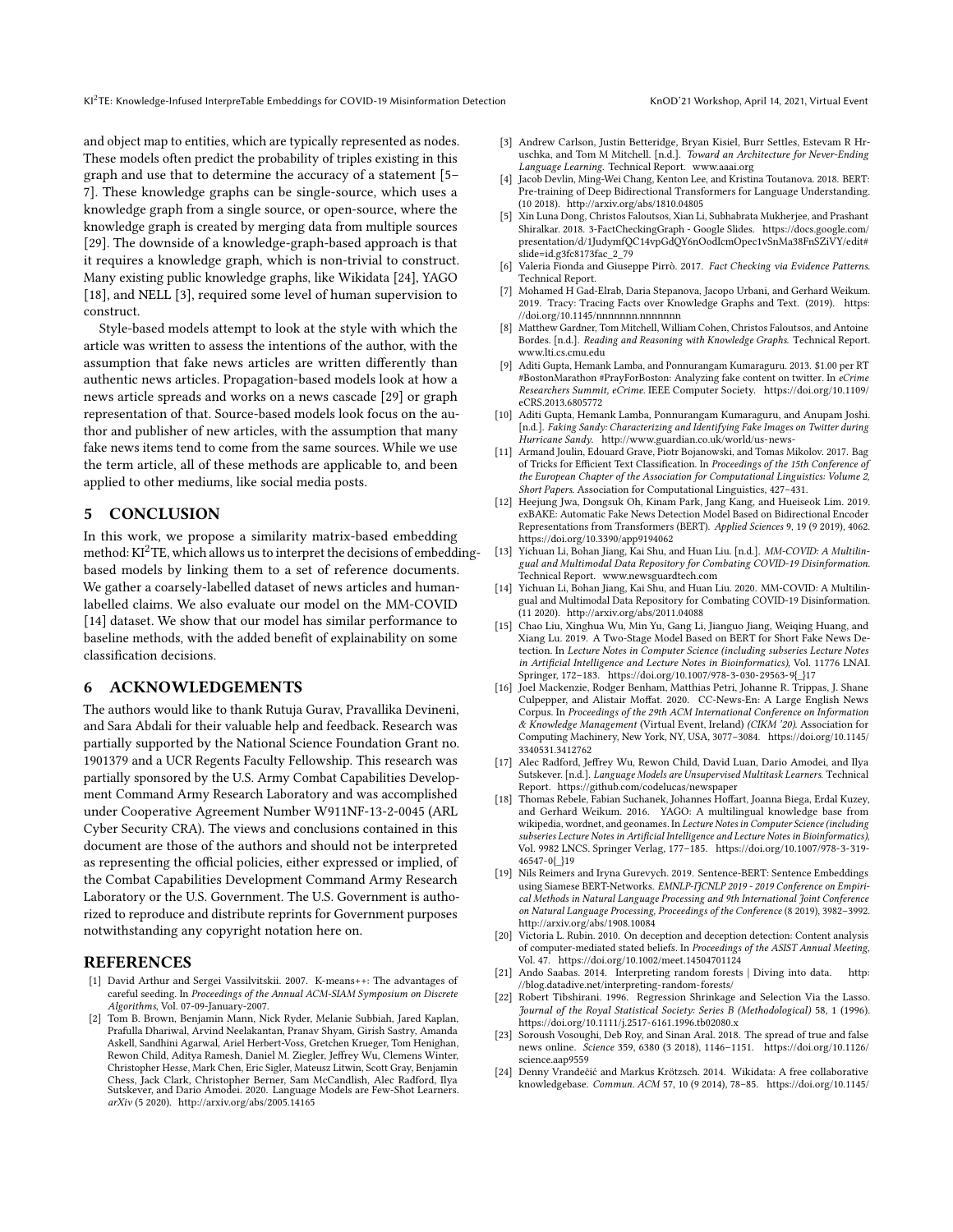and object map to entities, which are typically represented as nodes. These models often predict the probability of triples existing in this graph and use that to determine the accuracy of a statement [5–7]. These knowledge graphs can be single-source, which uses a knowledge graph from a single source, or open-source, where the knowledge graph is created by merging data from multiple sources [29]. The downside of a knowledge-graph-based approach is that it requires a knowledge graph, which is non-trivial to construct. Many existing public knowledge graphs, like Wikidata [24], YAGO [18], and NELL [3], required some level of human supervision to construct.

Style-based models attempt to look at the style with which the article was written to assess the intentions of the author, with the assumption that fake news articles are written differently than authentic news articles. Propagation-based models look at how a news article spreads and works on a news cascade [29] or graph representation of that. Source-based models look focus on the author and publisher of new articles, with the assumption that many fake news items tend to come from the same sources. While we use the term article, all of these methods are applicable to, and been applied to other mediums, like social media posts.

## 5 CONCLUSION

In this work, we propose a similarity matrix-based embedding method: KI$^2$TE, which allows us to interpret the decisions of embedding-based models by linking them to a set of reference documents. We gather a coarsely-labelled dataset of news articles and human-labelled claims. We also evaluate our model on the MM-COVID [14] dataset. We show that our model has similar performance to baseline methods, with the added benefit of explainability on some classification decisions.

## 6 ACKNOWLEDGEMENTS

The authors would like to thank Rutuja Gurav, Pravallika Devineni, and Sara Abdali for their valuable help and feedback. Research was partially supported by the National Science Foundation Grant no. 1901379 and a UCR Regents Faculty Fellowship. This research was partially sponsored by the U.S. Army Combat Capabilities Development Command Army Research Laboratory and was accomplished under Cooperative Agreement Number W911NF-13-2-0045 (ARL Cyber Security CRA). The views and conclusions contained in this document are those of the authors and should not be interpreted as representing the official policies, either expressed or implied, of the Combat Capabilities Development Command Army Research Laboratory or the U.S. Government. The U.S. Government is authorized to reproduce and distribute reprints for Government purposes notwithstanding any copyright notation here on.

## REFERENCES

[1] David Arthur and Sergei Vassilvitskii. 2007. K-means++: The advantages of careful seeding. In *Proceedings of the Annual ACM-SIAM Symposium on Discrete Algorithms*, Vol. 07-09-January-2007.

[2] Tom B. Brown, Benjamin Mann, Nick Ryder, Melanie Subbiah, Jared Kaplan, Prafulla Dhariwal, Arvind Neelakantan, Pranav Shyam, Girish Sastry, Amanda Askell, Sandhini Agarwal, Ariel Herbert-Voss, Gretchen Krueger, Tom Henighan, Rewon Child, Aditya Ramesh, Daniel M. Ziegler, Jeffrey Wu, Clemens Winter, Christopher Hesse, Mark Chen, Eric Sigler, Mateusz Litwin, Scott Gray, Benjamin Chess, Jack Clark, Christopher Berner, Sam McCandlish, Alec Radford, Ilya Sutskever, and Dario Amodei. 2020. Language Models are Few-Shot Learners. *arXiv* (5 2020). http://arxiv.org/abs/2005.14165

[3] Andrew Carlson, Justin Betteridge, Bryan Kisiel, Burr Settles, Estevam R Hruschka, and Tom M Mitchell. [n.d.]. *Toward an Architecture for Never-Ending Language Learning*. Technical Report. www.aaai.org

[4] Jacob Devlin, Ming-Wei Chang, Kenton Lee, and Kristina Toutanova. 2018. BERT: Pre-training of Deep Bidirectional Transformers for Language Understanding. (10 2018). http://arxiv.org/abs/1810.04805

[5] Xin Luna Dong, Christos Faloutsos, Xian Li, Subhabrata Mukherjee, and Prashant Shiralkar. 2018. 3-FactCheckingGraph - Google Slides. https://docs.google.com/presentation/d/1JudymfQC14vpGdQY6nOodIcmOpec1vSnMa38FnSZiVY/edit#slide=id.g3fc8173fac_2_79

[6] Valeria Fionda and Giuseppe Pirrò. 2017. *Fact Checking via Evidence Patterns*. Technical Report.

[7] Mohamed H Gad-Elrab, Daria Stepanova, Jacopo Urbani, and Gerhard Weikum. 2019. Tracy: Tracing Facts over Knowledge Graphs and Text. (2019). https://doi.org/10.1145/nnnnnnn.nnnnnnn

[8] Matthew Gardner, Tom Mitchell, William Cohen, Christos Faloutsos, and Antoine Bordes. [n.d.]. *Reading and Reasoning with Knowledge Graphs*. Technical Report. www.lti.cs.cmu.edu

[9] Aditi Gupta, Hemank Lamba, and Ponnurangam Kumaraguru. 2013. $1.00 per RT #BostonMarathon #PrayForBoston: Analyzing fake content on twitter. In *eCrime Researchers Summit, eCrime*. IEEE Computer Society. https://doi.org/10.1109/eCRS.2013.6805772

[10] Aditi Gupta, Hemank Lamba, Ponnurangam Kumaraguru, and Anupam Joshi. [n.d.]. *Faking Sandy: Characterizing and Identifying Fake Images on Twitter during Hurricane Sandy*. http://www.guardian.co.uk/world/us-news-

[11] Armand Joulin, Edouard Grave, Piotr Bojanowski, and Tomas Mikolov. 2017. Bag of Tricks for Efficient Text Classification. In *Proceedings of the 15th Conference of the European Chapter of the Association for Computational Linguistics: Volume 2, Short Papers*. Association for Computational Linguistics, 427–431.

[12] Heejung Jwa, Dongsuk Oh, Kinam Park, Jang Kang, and Hueiseok Lim. 2019. exBAKE: Automatic Fake News Detection Model Based on Bidirectional Encoder Representations from Transformers (BERT). *Applied Sciences* 9, 19 (9 2019), 4062. https://doi.org/10.3390/app9194062

[13] Yichuan Li, Bohan Jiang, Kai Shu, and Huan Liu. [n.d.]. *MM-COVID: A Multilingual and Multimodal Data Repository for Combating COVID-19 Disinformation*. Technical Report. www.newsguardtech.com

[14] Yichuan Li, Bohan Jiang, Kai Shu, and Huan Liu. 2020. MM-COVID: A Multilingual and Multimodal Data Repository for Combating COVID-19 Disinformation. (11 2020). http://arxiv.org/abs/2011.04088

[15] Chao Liu, Xinghua Wu, Min Yu, Gang Li, Jianguo Jiang, Weiqing Huang, and Xiang Lu. 2019. A Two-Stage Model Based on BERT for Short Fake News Detection. In *Lecture Notes in Computer Science (including subseries Lecture Notes in Artificial Intelligence and Lecture Notes in Bioinformatics)*, Vol. 11776 LNAI. Springer, 172–183. https://doi.org/10.1007/978-3-030-29563-9{_}17

[16] Joel Mackenzie, Rodger Benham, Matthias Petri, Johanne R. Trippas, J. Shane Culpepper, and Alistair Moffat. 2020. CC-News-En: A Large English News Corpus. In *Proceedings of the 29th ACM International Conference on Information & Knowledge Management* (Virtual Event, Ireland) *(CIKM '20)*. Association for Computing Machinery, New York, NY, USA, 3077–3084. https://doi.org/10.1145/3340531.3412762

[17] Alec Radford, Jeffrey Wu, Rewon Child, David Luan, Dario Amodei, and Ilya Sutskever. [n.d.]. *Language Models are Unsupervised Multitask Learners*. Technical Report. https://github.com/codelucas/newspaper

[18] Thomas Rebele, Fabian Suchanek, Johannes Hoffart, Joanna Biega, Erdal Kuzey, and Gerhard Weikum. 2016. YAGO: A multilingual knowledge base from wikipedia, wordnet, and geonames. In *Lecture Notes in Computer Science (including subseries Lecture Notes in Artificial Intelligence and Lecture Notes in Bioinformatics)*, Vol. 9982 LNCS. Springer Verlag, 177–185. https://doi.org/10.1007/978-3-319-46547-0{_}19

[19] Nils Reimers and Iryna Gurevych. 2019. Sentence-BERT: Sentence Embeddings using Siamese BERT-Networks. *EMNLP-IJCNLP 2019 - 2019 Conference on Empirical Methods in Natural Language Processing and 9th International Joint Conference on Natural Language Processing, Proceedings of the Conference* (8 2019), 3982–3992. http://arxiv.org/abs/1908.10084

[20] Victoria L. Rubin. 2010. On deception and deception detection: Content analysis of computer-mediated stated beliefs. In *Proceedings of the ASIST Annual Meeting*, Vol. 47. https://doi.org/10.1002/meet.14504701124

[21] Ando Saabas. 2014. Interpreting random forests | Diving into data. http://blog.datadive.net/interpreting-random-forests/

[22] Robert Tibshirani. 1996. Regression Shrinkage and Selection Via the Lasso. *Journal of the Royal Statistical Society: Series B (Methodological)* 58, 1 (1996). https://doi.org/10.1111/j.2517-6161.1996.tb02080.x

[23] Soroush Vosoughi, Deb Roy, and Sinan Aral. 2018. The spread of true and false news online. *Science* 359, 6380 (3 2018), 1146–1151. https://doi.org/10.1126/science.aap9559

[24] Denny Vrandečić and Markus Krötzsch. 2014. Wikidata: A free collaborative knowledgebase. *Commun. ACM* 57, 10 (9 2014), 78–85. https://doi.org/10.1145/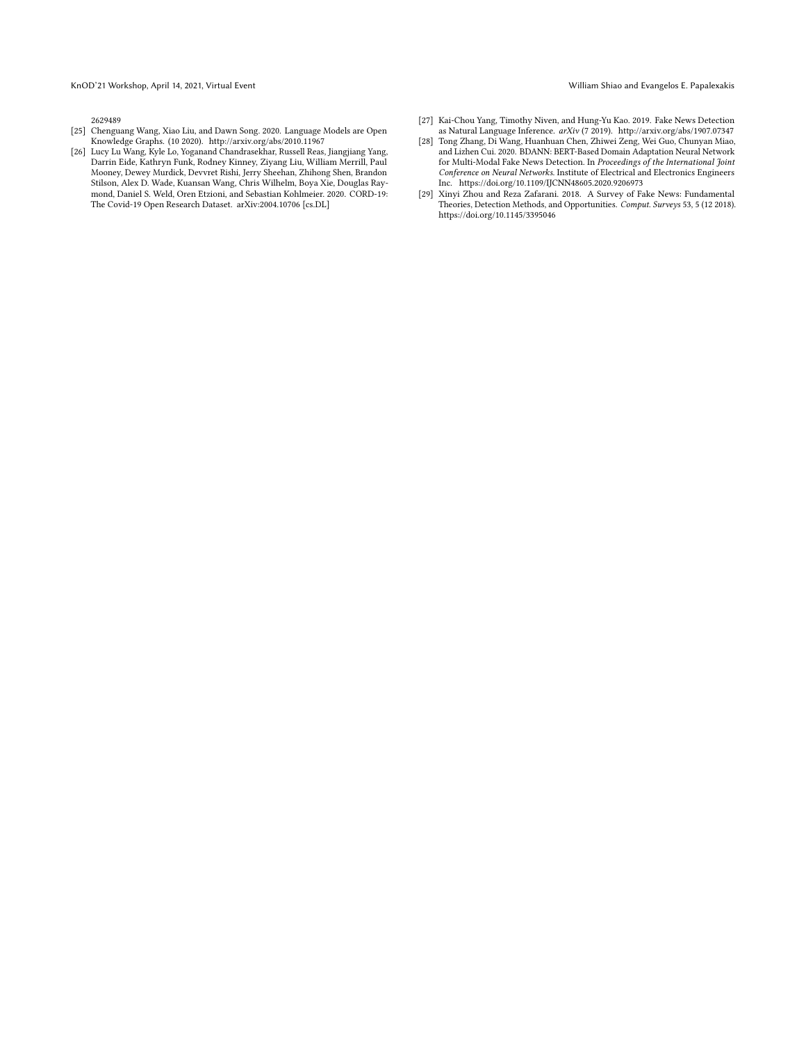2629489

[25] Chenguang Wang, Xiao Liu, and Dawn Song. 2020. Language Models are Open Knowledge Graphs. (10 2020). http://arxiv.org/abs/2010.11967

[26] Lucy Lu Wang, Kyle Lo, Yoganand Chandrasekhar, Russell Reas, Jiangjiang Yang, Darrin Eide, Kathryn Funk, Rodney Kinney, Ziyang Liu, William Merrill, Paul Mooney, Dewey Murdick, Devvret Rishi, Jerry Sheehan, Zhihong Shen, Brandon Stilson, Alex D. Wade, Kuansan Wang, Chris Wilhelm, Boya Xie, Douglas Raymond, Daniel S. Weld, Oren Etzioni, and Sebastian Kohlmeier. 2020. CORD-19: The Covid-19 Open Research Dataset. arXiv:2004.10706 [cs.DL]

[27] Kai-Chou Yang, Timothy Niven, and Hung-Yu Kao. 2019. Fake News Detection as Natural Language Inference. *arXiv* (7 2019). http://arxiv.org/abs/1907.07347

[28] Tong Zhang, Di Wang, Huanhuan Chen, Zhiwei Zeng, Wei Guo, Chunyan Miao, and Lizhen Cui. 2020. BDANN: BERT-Based Domain Adaptation Neural Network for Multi-Modal Fake News Detection. In *Proceedings of the International Joint Conference on Neural Networks*. Institute of Electrical and Electronics Engineers Inc. https://doi.org/10.1109/IJCNN48605.2020.9206973

[29] Xinyi Zhou and Reza Zafarani. 2018. A Survey of Fake News: Fundamental Theories, Detection Methods, and Opportunities. *Comput. Surveys* 53, 5 (12 2018). https://doi.org/10.1145/3395046